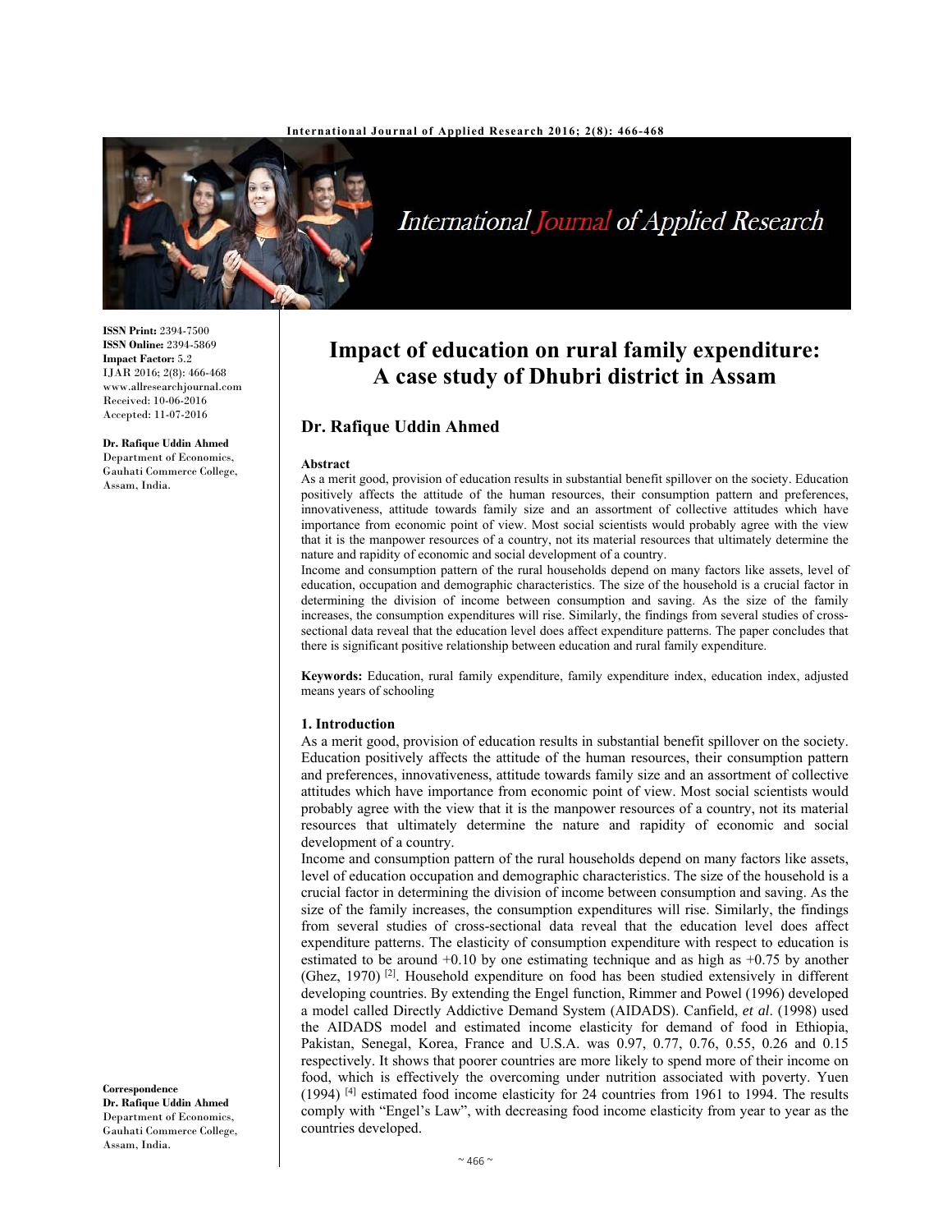# Impact of education on rural family expenditure: A case study of Dhubri district in Assam

ISSN Print: 2394-7500
ISSN Online: 2394-5869
Impact Factor: 5.2
IJAR 2016; 2(8): 466-468
www.allresearchjournal.com
Received: 10-06-2016
Accepted: 11-07-2016

**Dr. Rafique Uddin Ahmed**
Department of Economics, Gauhati Commerce College, Assam, India.

**Correspondence**
**Dr. Rafique Uddin Ahmed**
Department of Economics, Gauhati Commerce College, Assam, India.

## Dr. Rafique Uddin Ahmed

### Abstract

As a merit good, provision of education results in substantial benefit spillover on the society. Education positively affects the attitude of the human resources, their consumption pattern and preferences, innovativeness, attitude towards family size and an assortment of collective attitudes which have importance from economic point of view. Most social scientists would probably agree with the view that it is the manpower resources of a country, not its material resources that ultimately determine the nature and rapidity of economic and social development of a country.

Income and consumption pattern of the rural households depend on many factors like assets, level of education, occupation and demographic characteristics. The size of the household is a crucial factor in determining the division of income between consumption and saving. As the size of the family increases, the consumption expenditures will rise. Similarly, the findings from several studies of cross-sectional data reveal that the education level does affect expenditure patterns. The paper concludes that there is significant positive relationship between education and rural family expenditure.

**Keywords:** Education, rural family expenditure, family expenditure index, education index, adjusted means years of schooling

### 1. Introduction

As a merit good, provision of education results in substantial benefit spillover on the society. Education positively affects the attitude of the human resources, their consumption pattern and preferences, innovativeness, attitude towards family size and an assortment of collective attitudes which have importance from economic point of view. Most social scientists would probably agree with the view that it is the manpower resources of a country, not its material resources that ultimately determine the nature and rapidity of economic and social development of a country.

Income and consumption pattern of the rural households depend on many factors like assets, level of education occupation and demographic characteristics. The size of the household is a crucial factor in determining the division of income between consumption and saving. As the size of the family increases, the consumption expenditures will rise. Similarly, the findings from several studies of cross-sectional data reveal that the education level does affect expenditure patterns. The elasticity of consumption expenditure with respect to education is estimated to be around +0.10 by one estimating technique and as high as +0.75 by another (Ghez, 1970) [2]. Household expenditure on food has been studied extensively in different developing countries. By extending the Engel function, Rimmer and Powel (1996) developed a model called Directly Addictive Demand System (AIDADS). Canfield, *et al*. (1998) used the AIDADS model and estimated income elasticity for demand of food in Ethiopia, Pakistan, Senegal, Korea, France and U.S.A. was 0.97, 0.77, 0.76, 0.55, 0.26 and 0.15 respectively. It shows that poorer countries are more likely to spend more of their income on food, which is effectively the overcoming under nutrition associated with poverty. Yuen (1994) [4] estimated food income elasticity for 24 countries from 1961 to 1994. The results comply with "Engel's Law", with decreasing food income elasticity from year to year as the countries developed.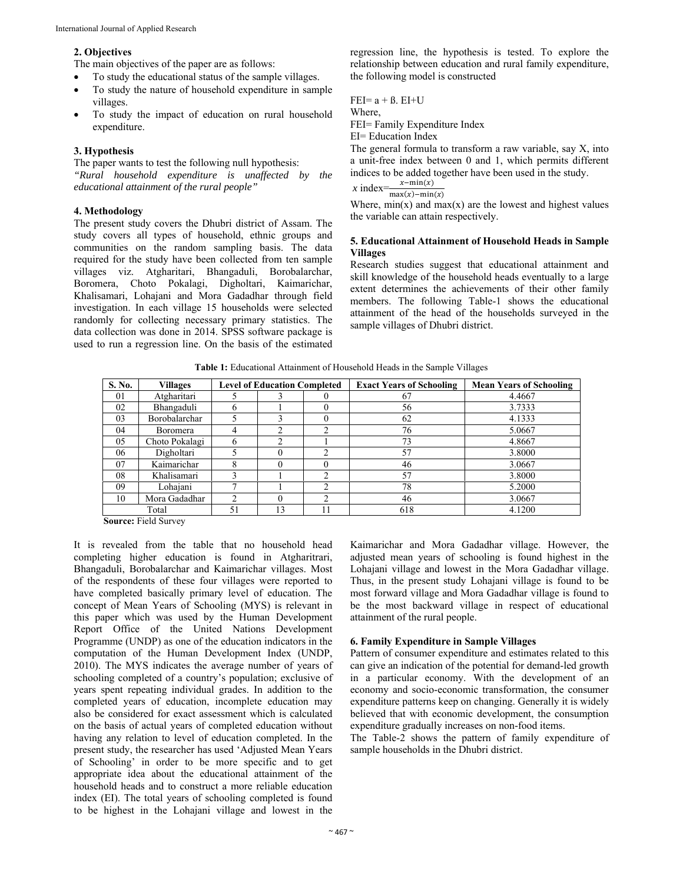## 2. Objectives

The main objectives of the paper are as follows:

- To study the educational status of the sample villages.
- To study the nature of household expenditure in sample villages.
- To study the impact of education on rural household expenditure.

## 3. Hypothesis

The paper wants to test the following null hypothesis:

*"Rural household expenditure is unaffected by the educational attainment of the rural people"*

## 4. Methodology

The present study covers the Dhubri district of Assam. The study covers all types of household, ethnic groups and communities on the random sampling basis. The data required for the study have been collected from ten sample villages viz. Atgharitari, Bhangaduli, Borobalarchar, Boromera, Choto Pokalagi, Digholtari, Kaimarichar, Khalisamari, Lohajani and Mora Gadadhar through field investigation. In each village 15 households were selected randomly for collecting necessary primary statistics. The data collection was done in 2014. SPSS software package is used to run a regression line. On the basis of the estimated regression line, the hypothesis is tested. To explore the relationship between education and rural family expenditure, the following model is constructed

FEI= a + ß. EI+U

Where,

FEI= Family Expenditure Index

EI= Education Index

The general formula to transform a raw variable, say X, into a unit-free index between 0 and 1, which permits different indices to be added together have been used in the study.

$$x \text{ index} = \frac{x - \min(x)}{\max(x) - \min(x)}$$

Where, min(x) and max(x) are the lowest and highest values the variable can attain respectively.

## 5. Educational Attainment of Household Heads in Sample Villages

Research studies suggest that educational attainment and skill knowledge of the household heads eventually to a large extent determines the achievements of their other family members. The following Table-1 shows the educational attainment of the head of the households surveyed in the sample villages of Dhubri district.

**Table 1:** Educational Attainment of Household Heads in the Sample Villages

| S. No. | Villages | Level of Education Completed | | | Exact Years of Schooling | Mean Years of Schooling |
|---|---|---|---|---|---|---|
| 01 | Atgharitari | 5 | 3 | 0 | 67 | 4.4667 |
| 02 | Bhangaduli | 6 | 1 | 0 | 56 | 3.7333 |
| 03 | Borobalarchar | 5 | 3 | 0 | 62 | 4.1333 |
| 04 | Boromera | 4 | 2 | 2 | 76 | 5.0667 |
| 05 | Choto Pokalagi | 6 | 2 | 1 | 73 | 4.8667 |
| 06 | Digholtari | 5 | 0 | 2 | 57 | 3.8000 |
| 07 | Kaimarichar | 8 | 0 | 0 | 46 | 3.0667 |
| 08 | Khalisamari | 3 | 1 | 2 | 57 | 3.8000 |
| 09 | Lohajani | 7 | 1 | 2 | 78 | 5.2000 |
| 10 | Mora Gadadhar | 2 | 0 | 2 | 46 | 3.0667 |
| | Total | 51 | 13 | 11 | 618 | 4.1200 |

**Source:** Field Survey

It is revealed from the table that no household head completing higher education is found in Atgharitrari, Bhangaduli, Borobalarchar and Kaimarichar villages. Most of the respondents of these four villages were reported to have completed basically primary level of education. The concept of Mean Years of Schooling (MYS) is relevant in this paper which was used by the Human Development Report Office of the United Nations Development Programme (UNDP) as one of the education indicators in the computation of the Human Development Index (UNDP, 2010). The MYS indicates the average number of years of schooling completed of a country's population; exclusive of years spent repeating individual grades. In addition to the completed years of education, incomplete education may also be considered for exact assessment which is calculated on the basis of actual years of completed education without having any relation to level of education completed. In the present study, the researcher has used 'Adjusted Mean Years of Schooling' in order to be more specific and to get appropriate idea about the educational attainment of the household heads and to construct a more reliable education index (EI). The total years of schooling completed is found to be highest in the Lohajani village and lowest in the Kaimarichar and Mora Gadadhar village. However, the adjusted mean years of schooling is found highest in the Lohajani village and lowest in the Mora Gadadhar village. Thus, in the present study Lohajani village is found to be most forward village and Mora Gadadhar village is found to be the most backward village in respect of educational attainment of the rural people.

## 6. Family Expenditure in Sample Villages

Pattern of consumer expenditure and estimates related to this can give an indication of the potential for demand-led growth in a particular economy. With the development of an economy and socio-economic transformation, the consumer expenditure patterns keep on changing. Generally it is widely believed that with economic development, the consumption expenditure gradually increases on non-food items.

The Table-2 shows the pattern of family expenditure of sample households in the Dhubri district.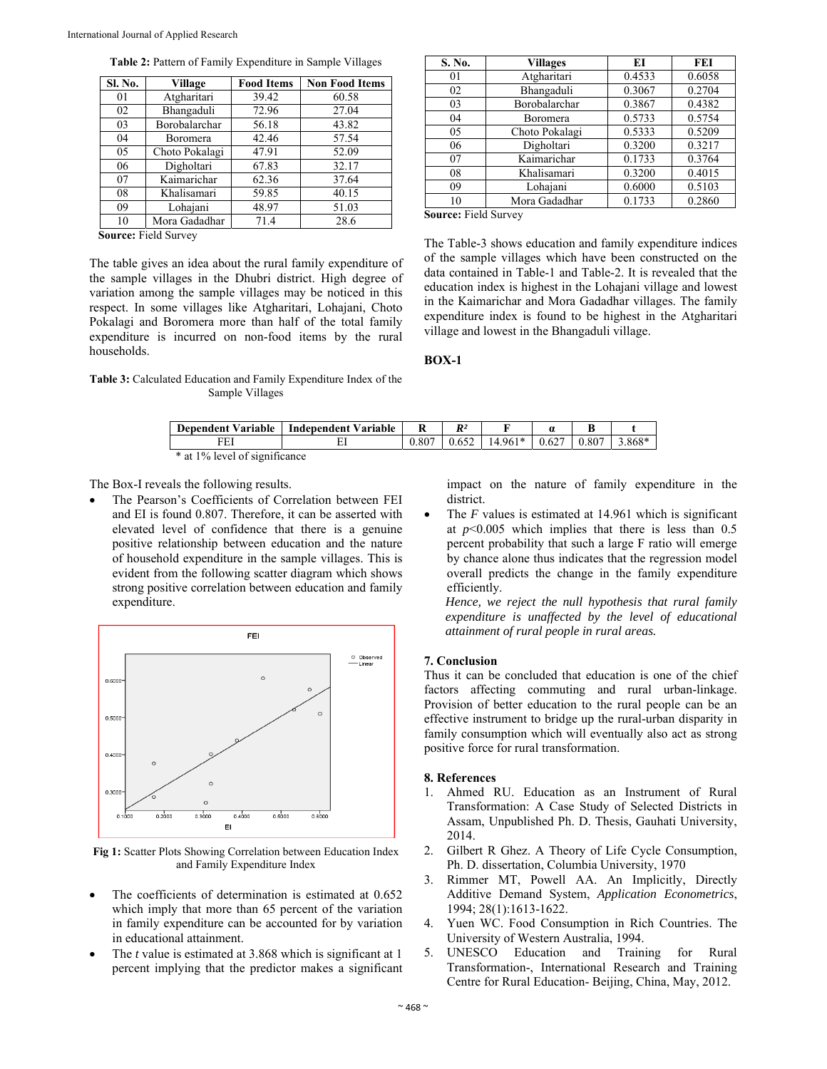**Table 2:** Pattern of Family Expenditure in Sample Villages

| Sl. No. | Village | Food Items | Non Food Items |
|---|---|---|---|
| 01 | Atgharitari | 39.42 | 60.58 |
| 02 | Bhangaduli | 72.96 | 27.04 |
| 03 | Borobalarchar | 56.18 | 43.82 |
| 04 | Boromera | 42.46 | 57.54 |
| 05 | Choto Pokalagi | 47.91 | 52.09 |
| 06 | Digholtari | 67.83 | 32.17 |
| 07 | Kaimarichar | 62.36 | 37.64 |
| 08 | Khalisamari | 59.85 | 40.15 |
| 09 | Lohajani | 48.97 | 51.03 |
| 10 | Mora Gadadhar | 71.4 | 28.6 |

**Source:** Field Survey

The table gives an idea about the rural family expenditure of the sample villages in the Dhubri district. High degree of variation among the sample villages may be noticed in this respect. In some villages like Atgharitari, Lohajani, Choto Pokalagi and Boromera more than half of the total family expenditure is incurred on non-food items by the rural households.

**Table 3:** Calculated Education and Family Expenditure Index of the Sample Villages

| S. No. | Villages | EI | FEI |
|---|---|---|---|
| 01 | Atgharitari | 0.4533 | 0.6058 |
| 02 | Bhangaduli | 0.3067 | 0.2704 |
| 03 | Borobalarchar | 0.3867 | 0.4382 |
| 04 | Boromera | 0.5733 | 0.5754 |
| 05 | Choto Pokalagi | 0.5333 | 0.5209 |
| 06 | Digholtari | 0.3200 | 0.3217 |
| 07 | Kaimarichar | 0.1733 | 0.3764 |
| 08 | Khalisamari | 0.3200 | 0.4015 |
| 09 | Lohajani | 0.6000 | 0.5103 |
| 10 | Mora Gadadhar | 0.1733 | 0.2860 |

**Source:** Field Survey

The Table-3 shows education and family expenditure indices of the sample villages which have been constructed on the data contained in Table-1 and Table-2. It is revealed that the education index is highest in the Lohajani village and lowest in the Kaimarichar and Mora Gadadhar villages. The family expenditure index is found to be highest in the Atgharitari village and lowest in the Bhangaduli village.

**BOX-1**

| Dependent Variable | Independent Variable | R | $R^2$ | F | α | B | t |
|---|---|---|---|---|---|---|---|
| FEI | EI | 0.807 | 0.652 | 14.961* | 0.627 | 0.807 | 3.868* |

\* at 1% level of significance

The Box-I reveals the following results.

- The Pearson's Coefficients of Correlation between FEI and EI is found 0.807. Therefore, it can be asserted with elevated level of confidence that there is a genuine positive relationship between education and the nature of household expenditure in the sample villages. This is evident from the following scatter diagram which shows strong positive correlation between education and family expenditure.

FEI

Observed
Linear

0.6000
0.5000
0.4000
0.3000

0.1000 0.2000 0.3000 0.4000 0.5000 0.6000

EI

**Fig 1:** Scatter Plots Showing Correlation between Education Index and Family Expenditure Index

- The coefficients of determination is estimated at 0.652 which imply that more than 65 percent of the variation in family expenditure can be accounted for by variation in educational attainment.
- The *t* value is estimated at 3.868 which is significant at 1 percent implying that the predictor makes a significant impact on the nature of family expenditure in the district.
- The *F* values is estimated at 14.961 which is significant at $p<0.005$ which implies that there is less than 0.5 percent probability that such a large F ratio will emerge by chance alone thus indicates that the regression model overall predicts the change in the family expenditure efficiently.

  *Hence, we reject the null hypothesis that rural family expenditure is unaffected by the level of educational attainment of rural people in rural areas.*

## 7. Conclusion

Thus it can be concluded that education is one of the chief factors affecting commuting and rural urban-linkage. Provision of better education to the rural people can be an effective instrument to bridge up the rural-urban disparity in family consumption which will eventually also act as strong positive force for rural transformation.

## 8. References

1. Ahmed RU. Education as an Instrument of Rural Transformation: A Case Study of Selected Districts in Assam, Unpublished Ph. D. Thesis, Gauhati University, 2014.
2. Gilbert R Ghez. A Theory of Life Cycle Consumption, Ph. D. dissertation, Columbia University, 1970
3. Rimmer MT, Powell AA. An Implicitly, Directly Additive Demand System, *Application Econometrics*, 1994; 28(1):1613-1622.
4. Yuen WC. Food Consumption in Rich Countries. The University of Western Australia, 1994.
5. UNESCO Education and Training for Rural Transformation-, International Research and Training Centre for Rural Education- Beijing, China, May, 2012.